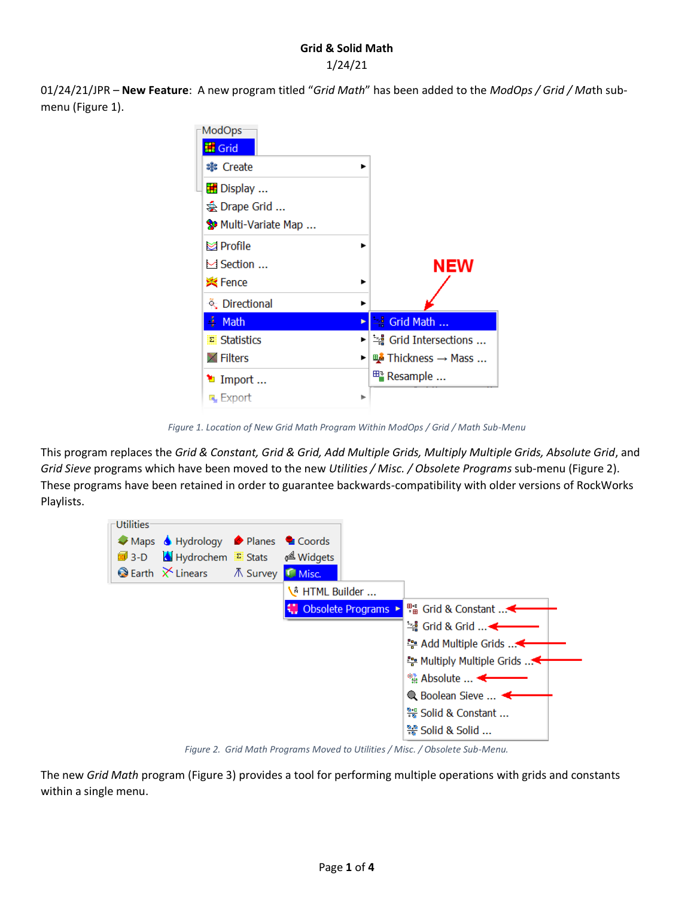**Grid & Solid Math**

1/24/21

01/24/21/JPR – **New Feature**: A new program titled "*Grid Math*" has been added to the *ModOps / Grid / Math* sub-menu (Figure 1).

*Figure 1. Location of New Grid Math Program Within ModOps / Grid / Math Sub-Menu*

This program replaces the *Grid & Constant, Grid & Grid, Add Multiple Grids, Multiply Multiple Grids, Absolute Grid*, and *Grid Sieve* programs which have been moved to the new *Utilities / Misc. / Obsolete Programs* sub-menu (Figure 2). These programs have been retained in order to guarantee backwards-compatibility with older versions of RockWorks Playlists.

*Figure 2. Grid Math Programs Moved to Utilities / Misc. / Obsolete Sub-Menu.*

The new *Grid Math* program (Figure 3) provides a tool for performing multiple operations with grids and constants within a single menu.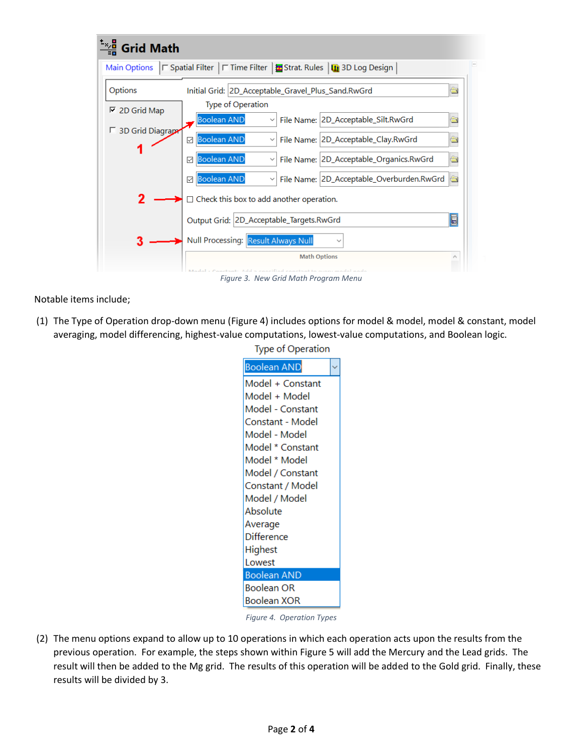Figure 3. New Grid Math Program Menu

Notable items include;

(1) The Type of Operation drop-down menu (Figure 4) includes options for model & model, model & constant, model averaging, model differencing, highest-value computations, lowest-value computations, and Boolean logic.

Figure 4. Operation Types

(2) The menu options expand to allow up to 10 operations in which each operation acts upon the results from the previous operation. For example, the steps shown within Figure 5 will add the Mercury and the Lead grids. The result will then be added to the Mg grid. The results of this operation will be added to the Gold grid. Finally, these results will be divided by 3.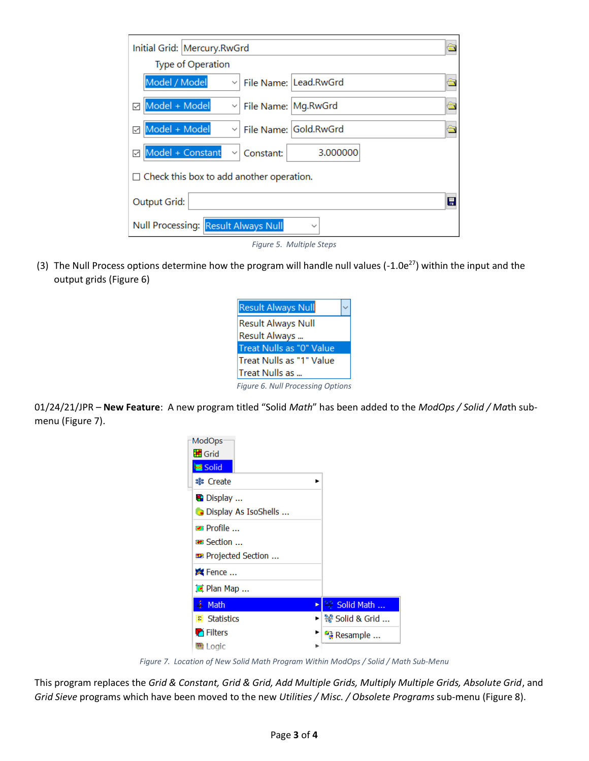Figure 5. Multiple Steps

(3) The Null Process options determine how the program will handle null values ($-1.0e^{27}$) within the input and the output grids (Figure 6)

Figure 6. Null Processing Options

01/24/21/JPR – **New Feature**: A new program titled "Solid *Math*" has been added to the *ModOps / Solid / Ma*th sub-menu (Figure 7).

Figure 7. Location of New Solid Math Program Within ModOps / Solid / Math Sub-Menu

This program replaces the *Grid & Constant, Grid & Grid, Add Multiple Grids, Multiply Multiple Grids, Absolute Grid*, and *Grid Sieve* programs which have been moved to the new *Utilities / Misc. / Obsolete Programs* sub-menu (Figure 8).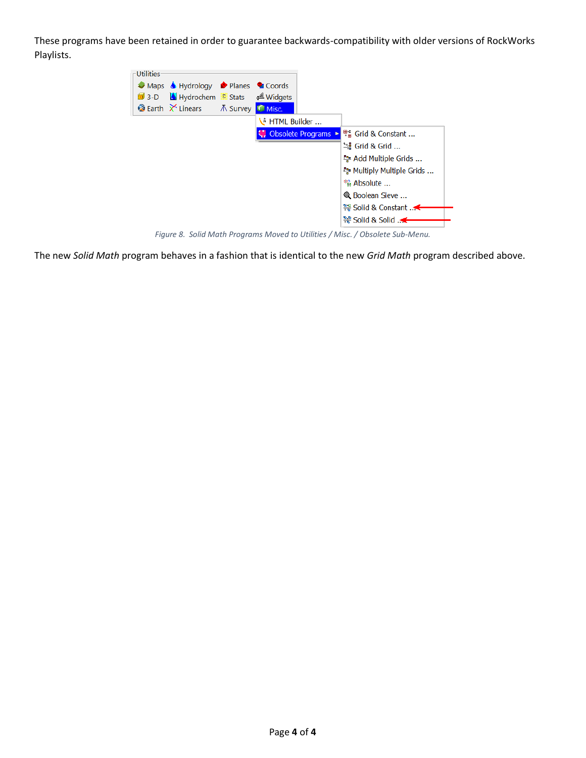These programs have been retained in order to guarantee backwards-compatibility with older versions of RockWorks Playlists.

*Figure 8. Solid Math Programs Moved to Utilities / Misc. / Obsolete Sub-Menu.*

The new *Solid Math* program behaves in a fashion that is identical to the new *Grid Math* program described above.